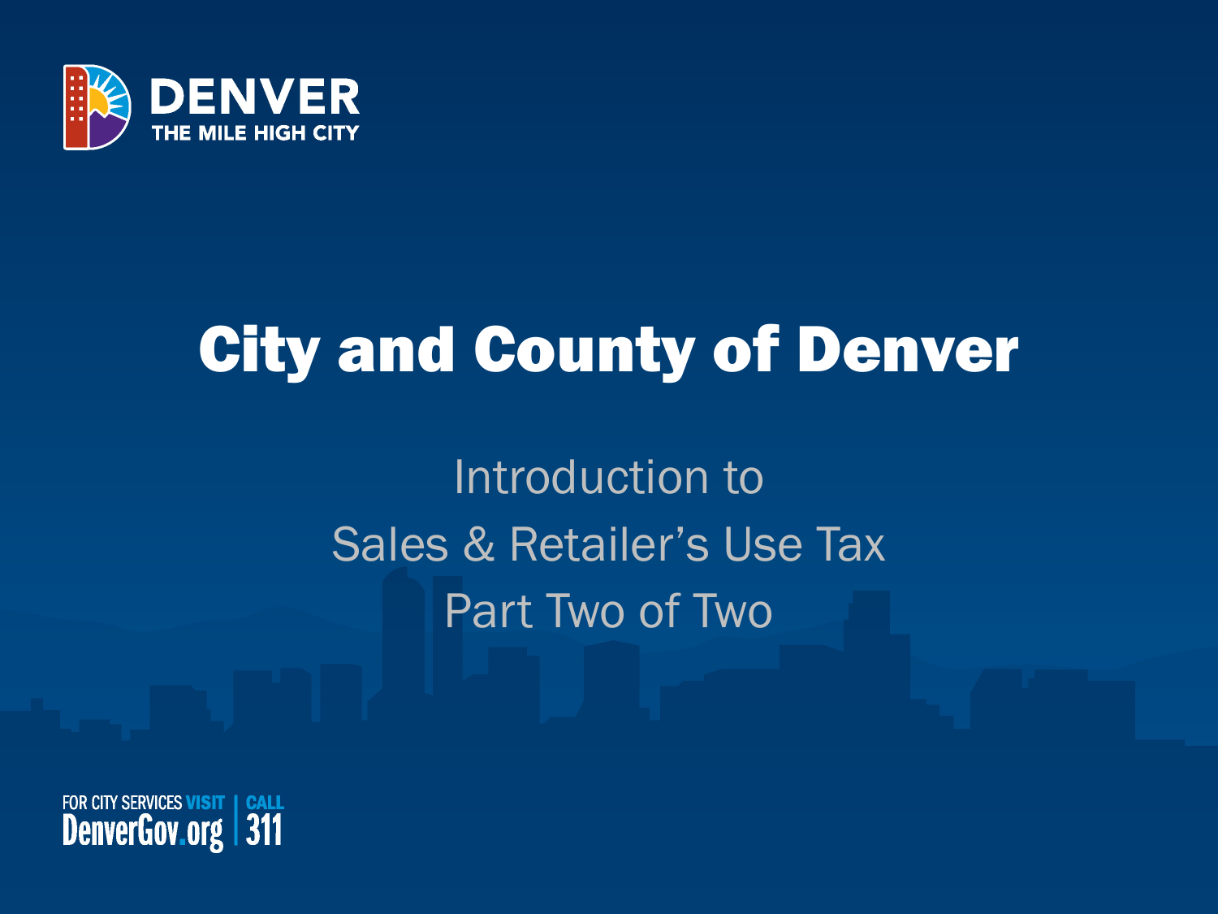DENVER

THE MILE HIGH CITY

# City and County of Denver

Introduction to

Sales & Retailer's Use Tax

Part Two of Two

FOR CITY SERVICES VISIT DenverGov.org | CALL 311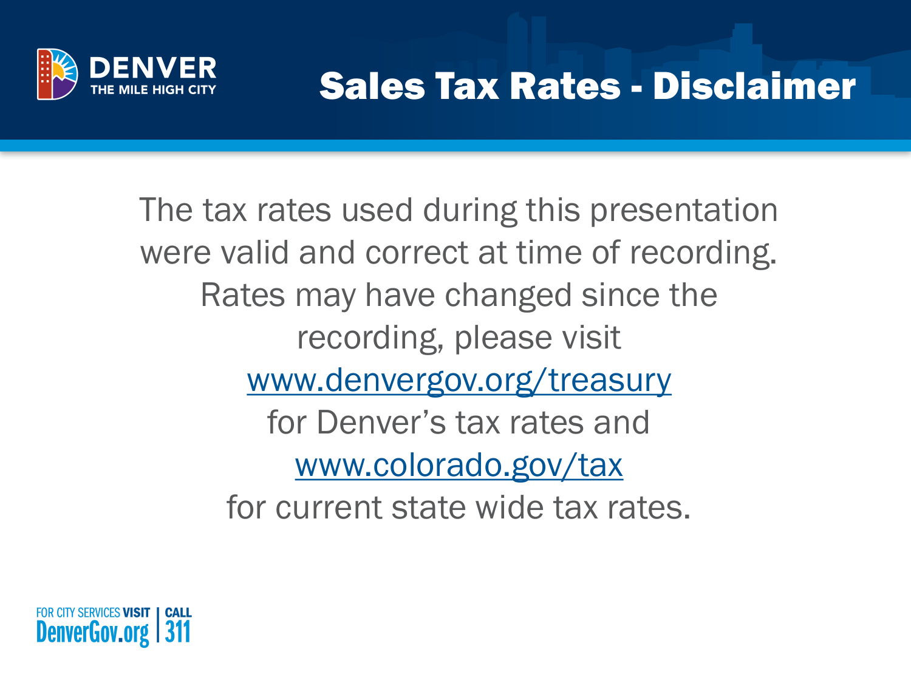# Sales Tax Rates - Disclaimer

The tax rates used during this presentation were valid and correct at time of recording. Rates may have changed since the recording, please visit www.denvergov.org/treasury for Denver's tax rates and www.colorado.gov/tax for current state wide tax rates.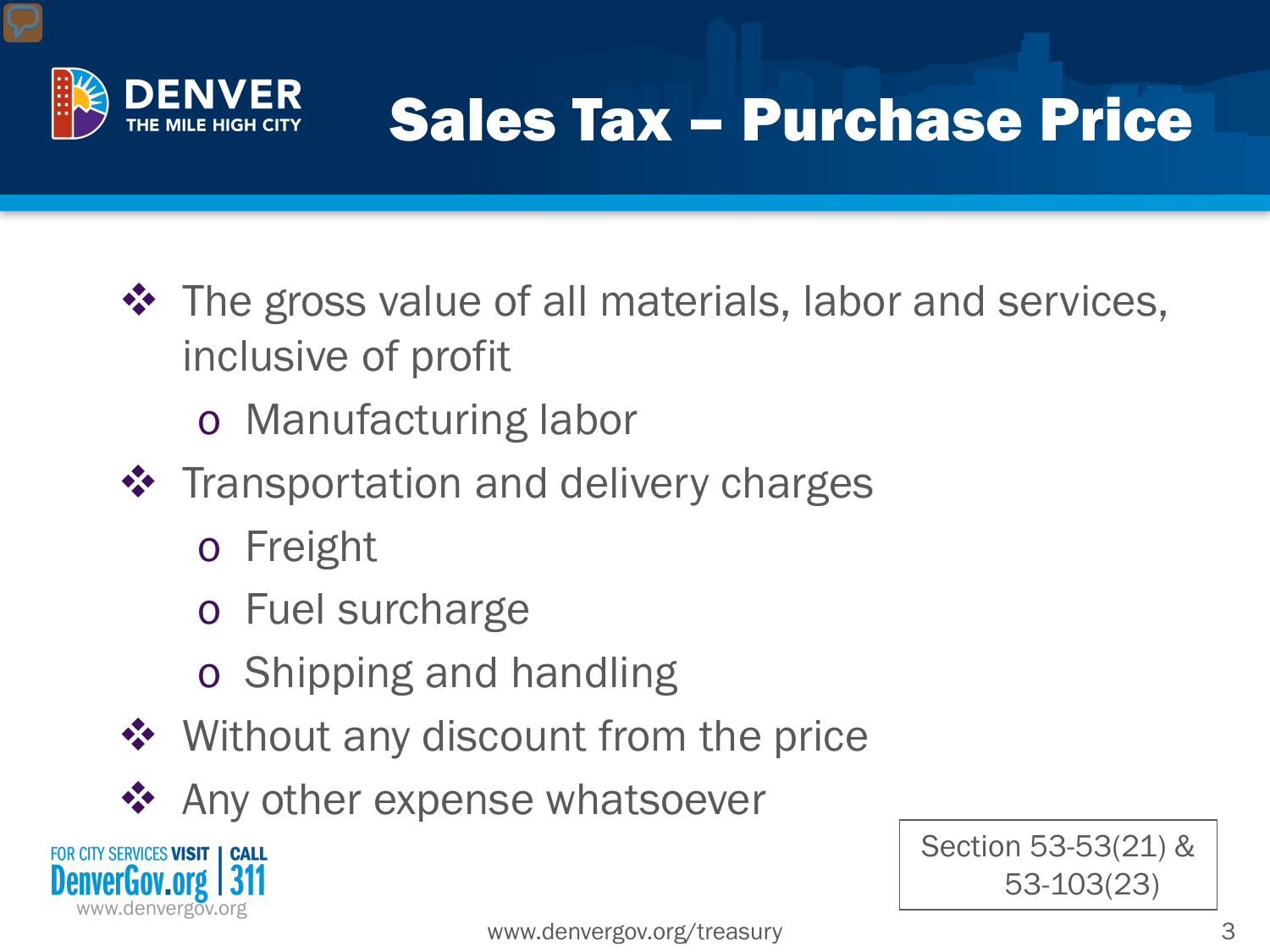# Sales Tax – Purchase Price

- The gross value of all materials, labor and services, inclusive of profit
  - Manufacturing labor
- Transportation and delivery charges
  - Freight
  - Fuel surcharge
  - Shipping and handling
- Without any discount from the price
- Any other expense whatsoever

Section 53-53(21) & 53-103(23)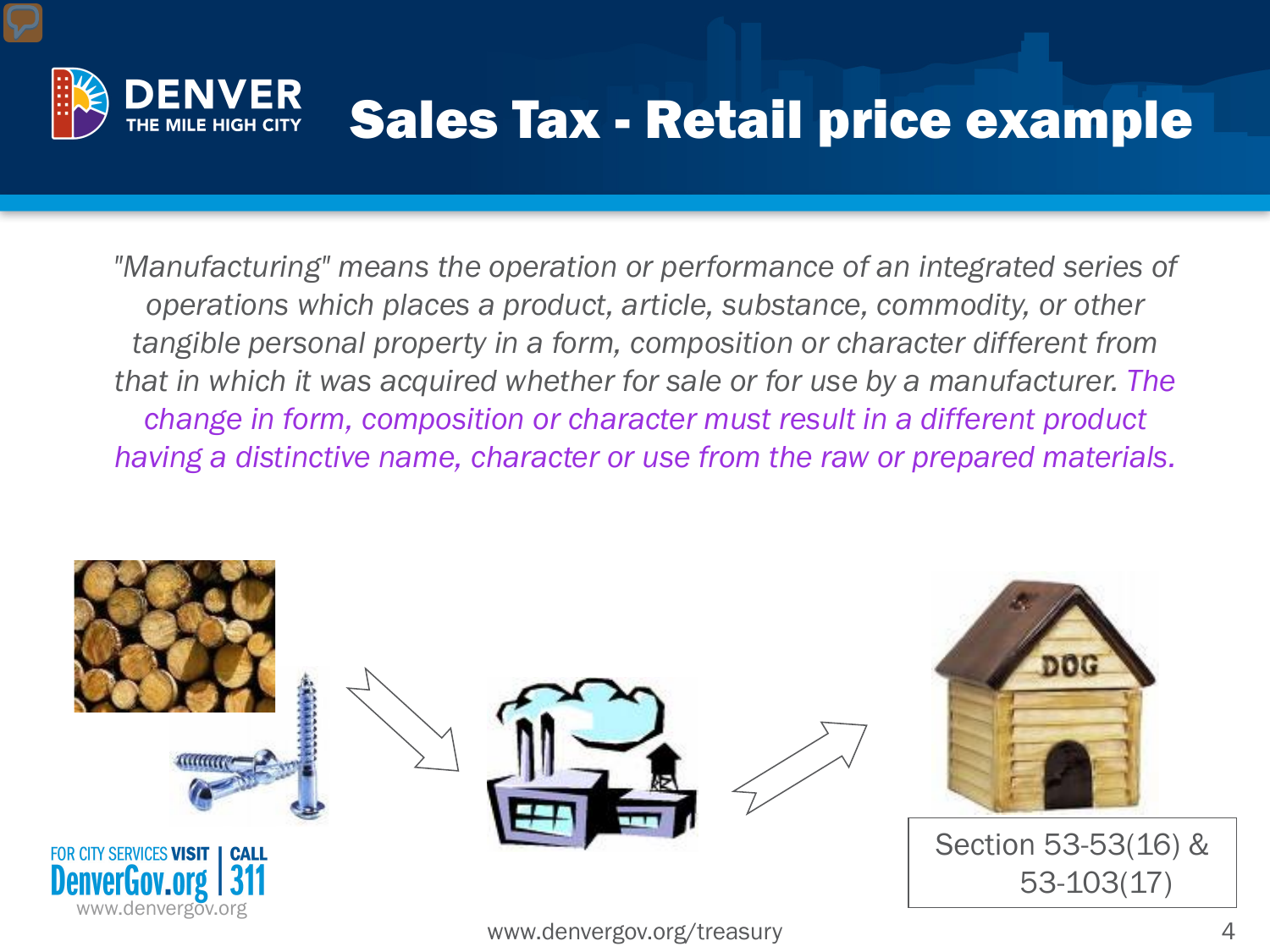# Sales Tax - Retail price example

*"Manufacturing" means the operation or performance of an integrated series of operations which places a product, article, substance, commodity, or other tangible personal property in a form, composition or character different from that in which it was acquired whether for sale or for use by a manufacturer. The change in form, composition or character must result in a different product having a distinctive name, character or use from the raw or prepared materials.*

Section 53-53(16) & 53-103(17)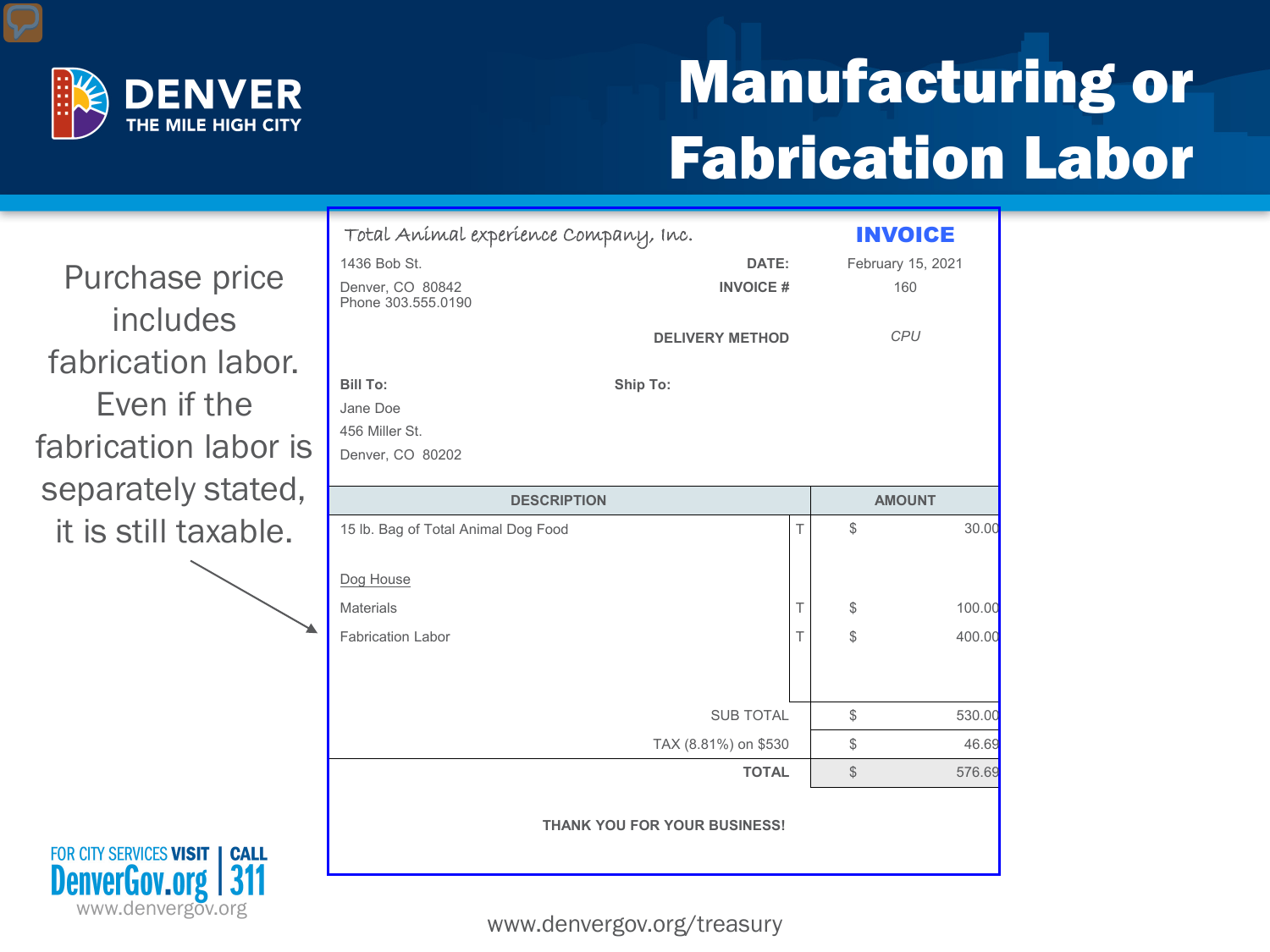# Manufacturing or Fabrication Labor

Purchase price includes fabrication labor. Even if the fabrication labor is separately stated, it is still taxable.

Total Animal experience Company, Inc.

**INVOICE**

1436 Bob St.
Denver, CO 80842
Phone 303.555.0190

**DATE:** February 15, 2021
**INVOICE #** 160
**DELIVERY METHOD** *CPU*

**Bill To:**
Jane Doe
456 Miller St.
Denver, CO 80202

**Ship To:**

| DESCRIPTION | | AMOUNT |
|---|---|---|
| 15 lb. Bag of Total Animal Dog Food | T | $ 30.00 |
| Dog House | | |
| Materials | T | $ 100.00 |
| Fabrication Labor | T | $ 400.00 |
| SUB TOTAL | | $ 530.00 |
| TAX (8.81%) on $530 | | $ 46.69 |
| **TOTAL** | | $ 576.69 |

**THANK YOU FOR YOUR BUSINESS!**

FOR CITY SERVICES VISIT DenverGov.org | CALL 311
www.denvergov.org

www.denvergov.org/treasury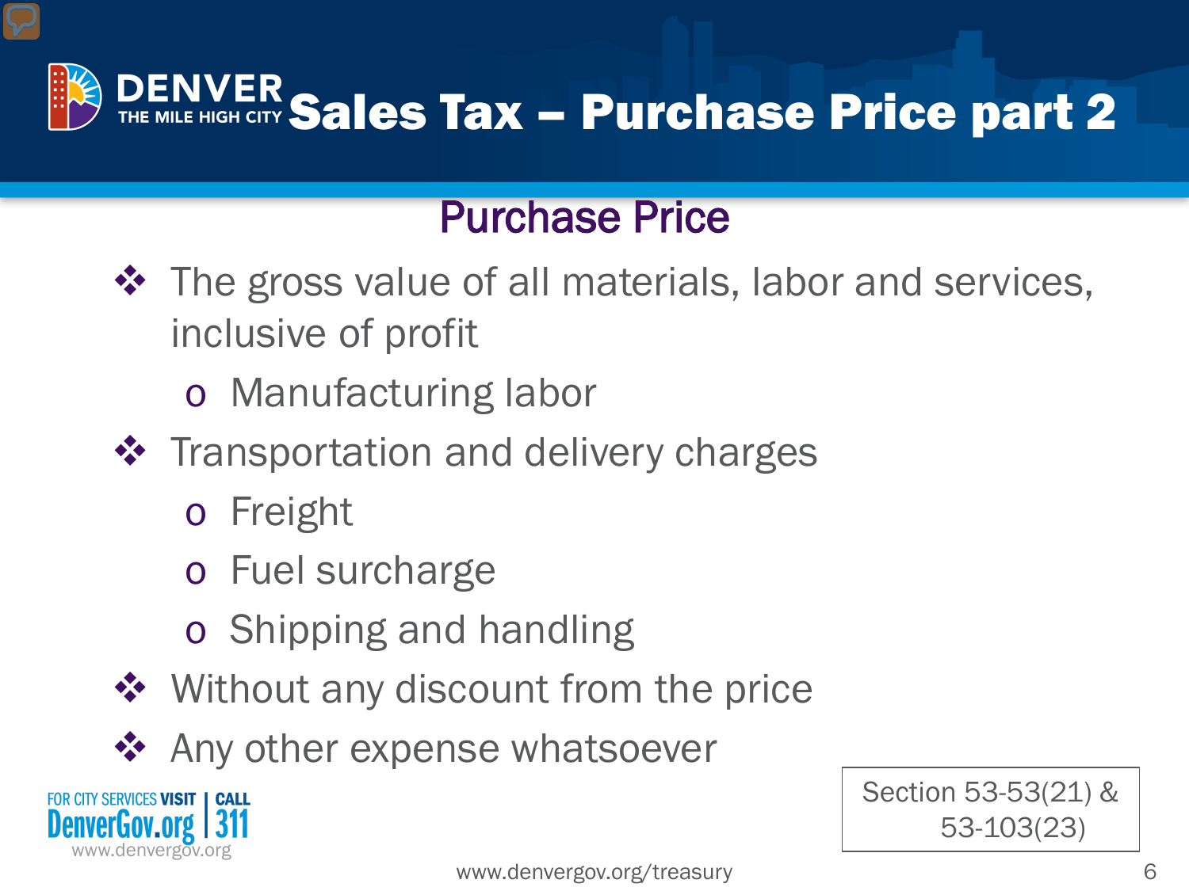# Sales Tax – Purchase Price part 2

## Purchase Price

- The gross value of all materials, labor and services, inclusive of profit
  - Manufacturing labor
- Transportation and delivery charges
  - Freight
  - Fuel surcharge
  - Shipping and handling
- Without any discount from the price
- Any other expense whatsoever

Section 53-53(21) & 53-103(23)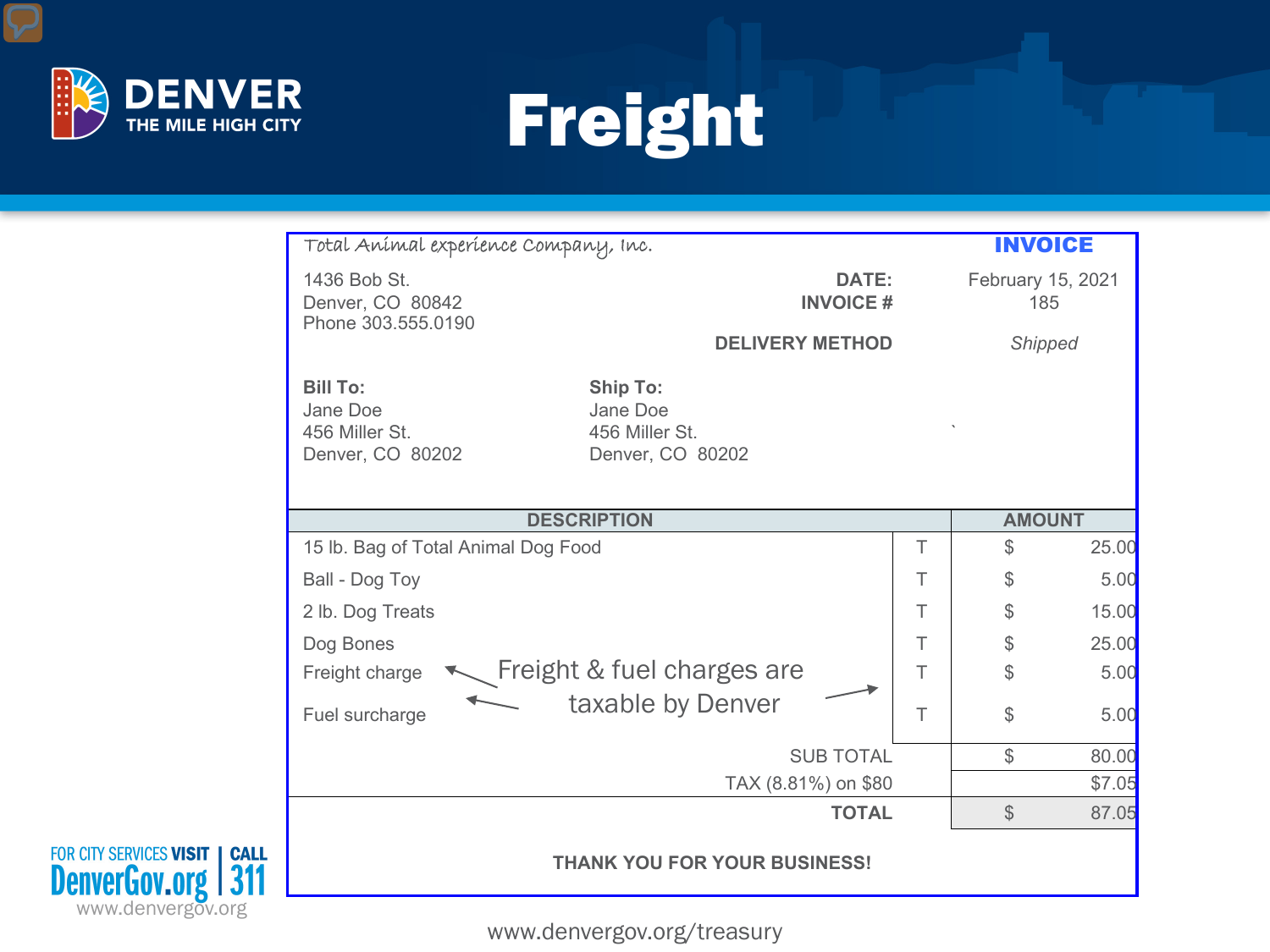# Freight

Total Animal experience Company, Inc.

**INVOICE**

1436 Bob St.
Denver, CO 80842
Phone 303.555.0190

**DATE:** February 15, 2021
**INVOICE #** 185

**DELIVERY METHOD** *Shipped*

**Bill To:**
Jane Doe
456 Miller St.
Denver, CO 80202

**Ship To:**
Jane Doe
456 Miller St.
Denver, CO 80202

| DESCRIPTION | | AMOUNT |
|---|---|---|
| 15 lb. Bag of Total Animal Dog Food | T | $ 25.00 |
| Ball - Dog Toy | T | $ 5.00 |
| 2 lb. Dog Treats | T | $ 15.00 |
| Dog Bones | T | $ 25.00 |
| Freight charge | T | $ 5.00 |
| Fuel surcharge | T | $ 5.00 |
| SUB TOTAL | | $ 80.00 |
| TAX (8.81%) on $80 | | $7.05 |
| **TOTAL** | | $ 87.05 |

Freight & fuel charges are taxable by Denver

**THANK YOU FOR YOUR BUSINESS!**

FOR CITY SERVICES VISIT DenverGov.org | CALL 311
www.denvergov.org

www.denvergov.org/treasury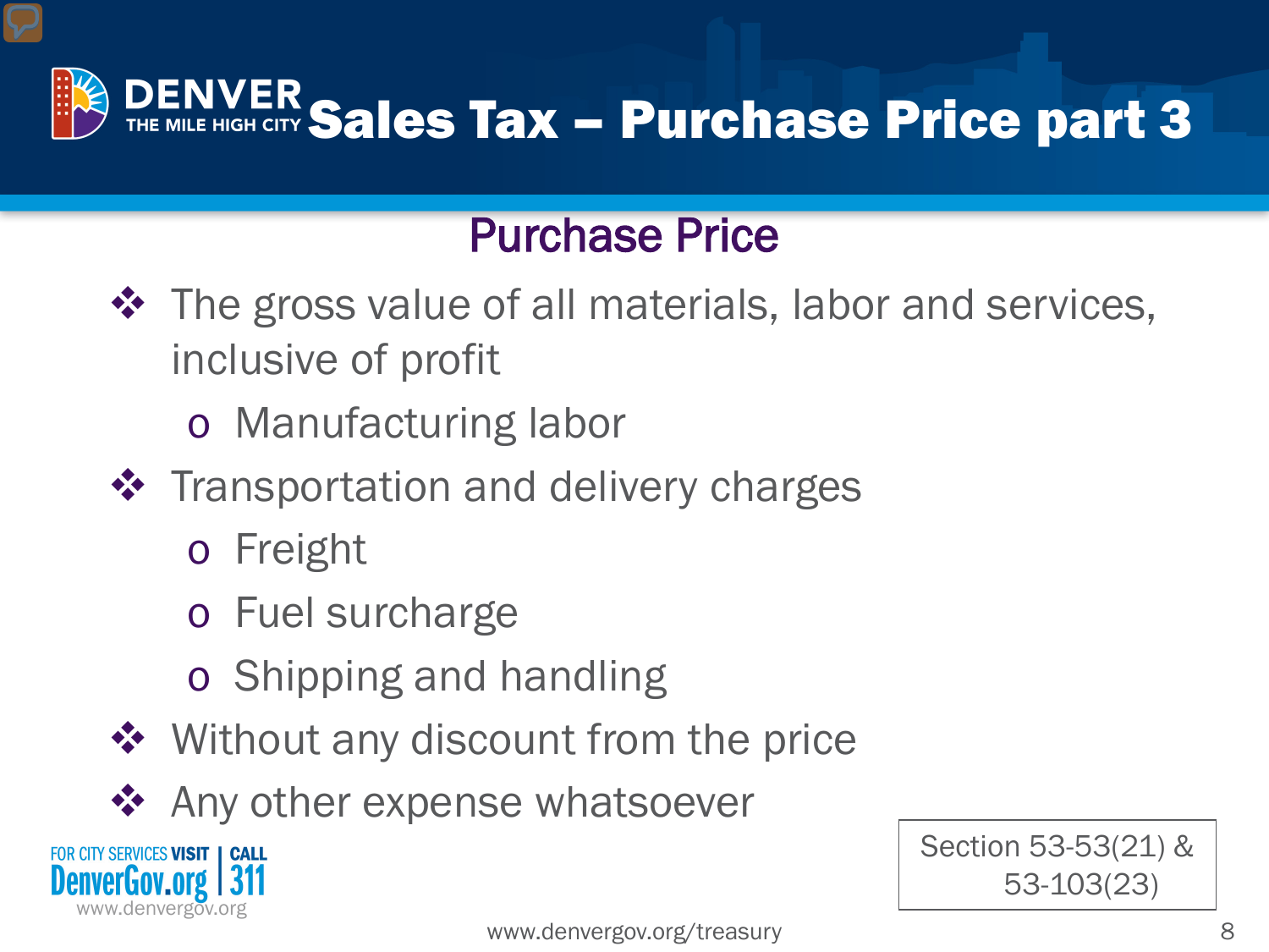# Sales Tax – Purchase Price part 3

## Purchase Price

- The gross value of all materials, labor and services, inclusive of profit
  - Manufacturing labor
- Transportation and delivery charges
  - Freight
  - Fuel surcharge
  - Shipping and handling
- Without any discount from the price
- Any other expense whatsoever

Section 53-53(21) & 53-103(23)

FOR CITY SERVICES VISIT DenverGov.org | CALL 311

www.denvergov.org

www.denvergov.org/treasury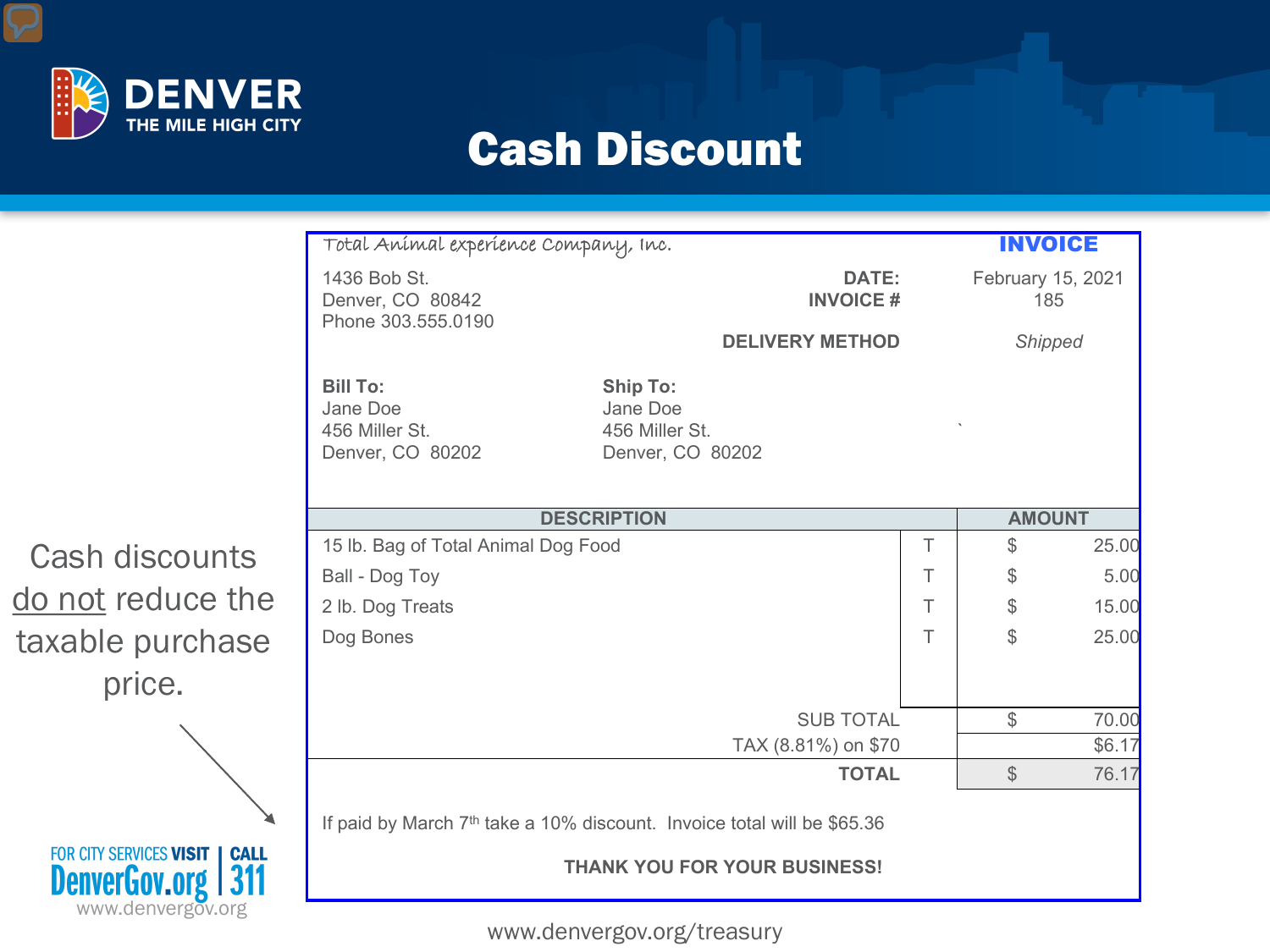# Cash Discount

Cash discounts do not reduce the taxable purchase price.

Total Animal experience Company, Inc.

**INVOICE**

1436 Bob St.
Denver, CO 80842
Phone 303.555.0190

| | |
|---|---|
| **DATE:** | February 15, 2021 |
| **INVOICE #** | 185 |
| **DELIVERY METHOD** | *Shipped* |

**Bill To:**
Jane Doe
456 Miller St.
Denver, CO 80202

**Ship To:**
Jane Doe
456 Miller St.
Denver, CO 80202

| DESCRIPTION | | AMOUNT | |
|---|---|---|---|
| 15 lb. Bag of Total Animal Dog Food | T | $ | 25.00 |
| Ball - Dog Toy | T | $ | 5.00 |
| 2 lb. Dog Treats | T | $ | 15.00 |
| Dog Bones | T | $ | 25.00 |
| SUB TOTAL | | $ | 70.00 |
| TAX (8.81%) on $70 | | | $6.17 |
| **TOTAL** | | $ | 76.17 |

If paid by March 7th take a 10% discount. Invoice total will be $65.36

**THANK YOU FOR YOUR BUSINESS!**

www.denvergov.org/treasury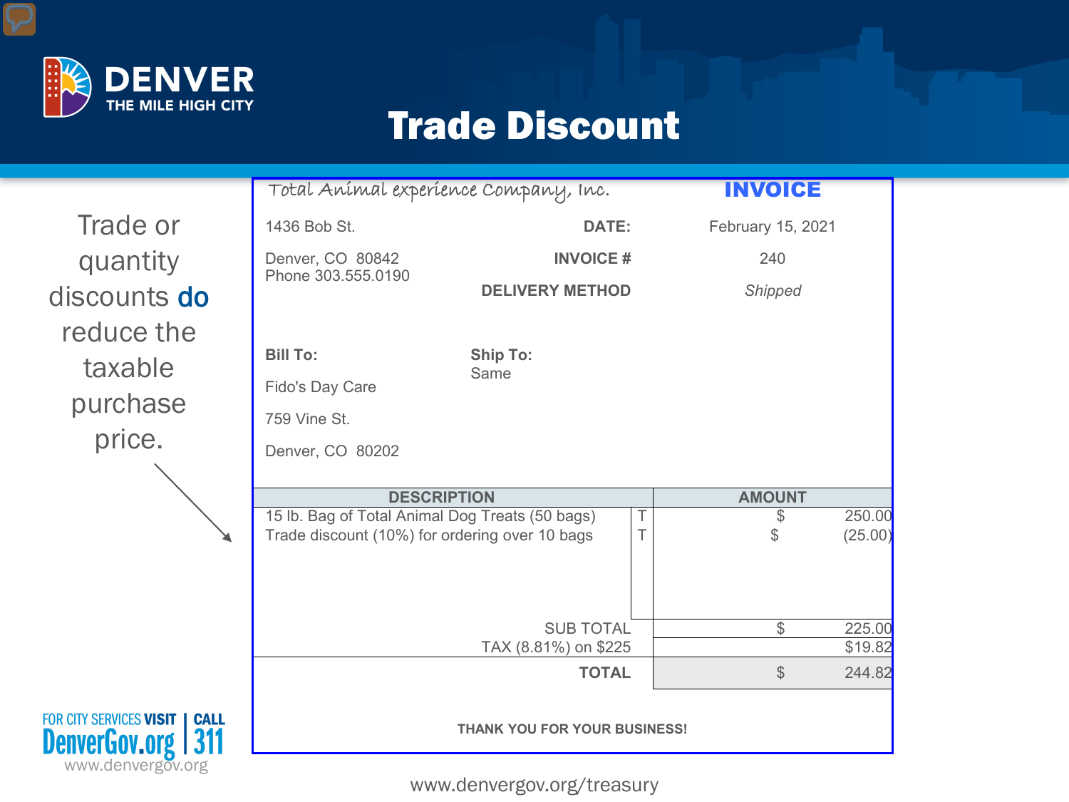# Trade Discount

Trade or quantity discounts **do** reduce the taxable purchase price.

Total Animal experience Company, Inc. — **INVOICE**

1436 Bob St.
Denver, CO 80842
Phone 303.555.0190

**DATE:** February 15, 2021
**INVOICE #** 240
**DELIVERY METHOD** *Shipped*

**Bill To:**
Fido's Day Care
759 Vine St.
Denver, CO 80202

**Ship To:**
Same

| DESCRIPTION | | AMOUNT |
|---|---|---|
| 15 lb. Bag of Total Animal Dog Treats (50 bags) | T | $ 250.00 |
| Trade discount (10%) for ordering over 10 bags | T | $ (25.00) |
| SUB TOTAL | | $ 225.00 |
| TAX (8.81%) on $225 | | $19.82 |
| **TOTAL** | | $ 244.82 |

**THANK YOU FOR YOUR BUSINESS!**

FOR CITY SERVICES VISIT DenverGov.org | CALL 311
www.denvergov.org

www.denvergov.org/treasury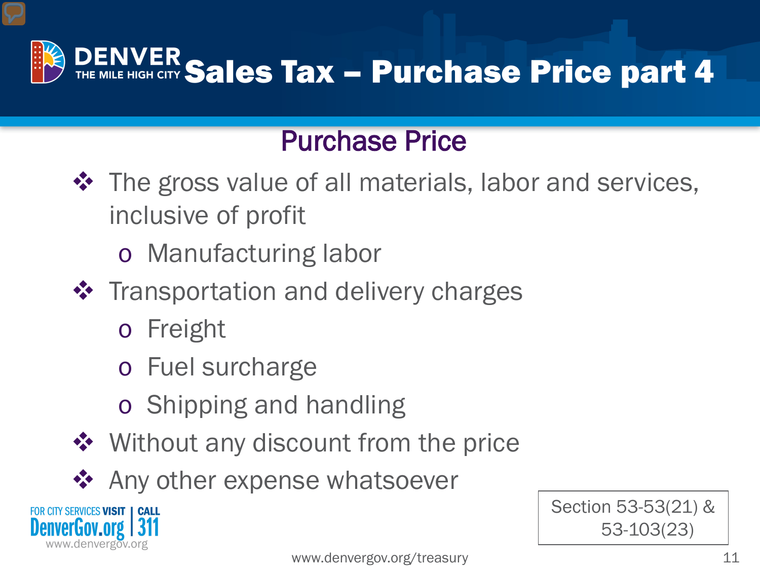# Sales Tax – Purchase Price part 4

## Purchase Price

- The gross value of all materials, labor and services, inclusive of profit
  - Manufacturing labor
- Transportation and delivery charges
  - Freight
  - Fuel surcharge
  - Shipping and handling
- Without any discount from the price
- Any other expense whatsoever

Section 53-53(21) & 53-103(23)

FOR CITY SERVICES VISIT DenverGov.org | CALL 311

www.denvergov.org

www.denvergov.org/treasury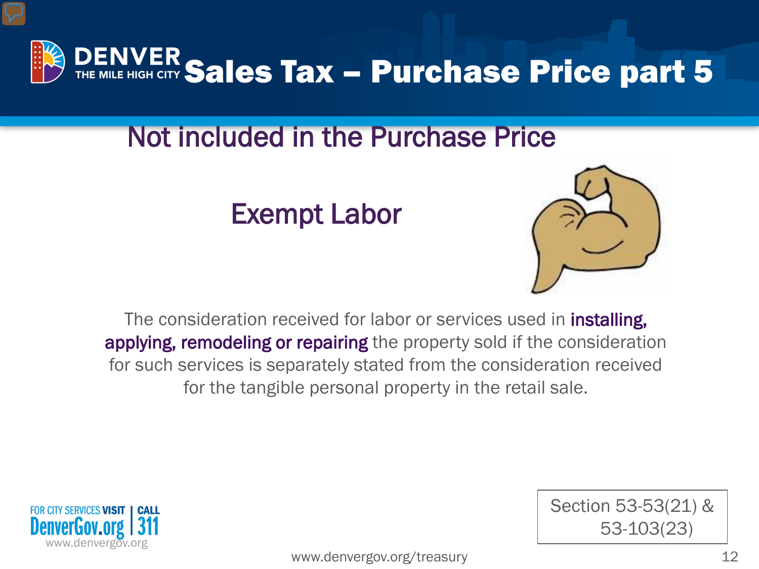# Sales Tax – Purchase Price part 5

## Not included in the Purchase Price

### Exempt Labor

The consideration received for labor or services used in **installing, applying, remodeling or repairing** the property sold if the consideration for such services is separately stated from the consideration received for the tangible personal property in the retail sale.

Section 53-53(21) & 53-103(23)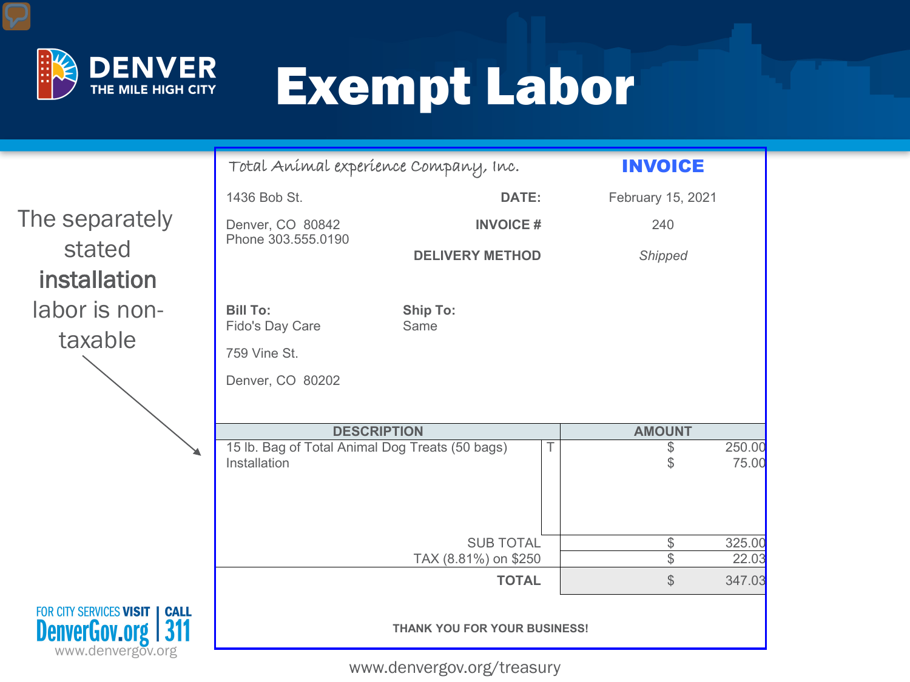# Exempt Labor

The separately stated **installation** labor is non-taxable

Total Animal experience Company, Inc.

## INVOICE

1436 Bob St.

Denver, CO 80842
Phone 303.555.0190

**DATE:** February 15, 2021

**INVOICE #** 240

**DELIVERY METHOD** *Shipped*

**Bill To:**
Fido's Day Care

759 Vine St.

Denver, CO 80202

**Ship To:**
Same

| DESCRIPTION | | AMOUNT |
|---|---|---|
| 15 lb. Bag of Total Animal Dog Treats (50 bags) | T | $ 250.00 |
| Installation | | $ 75.00 |
| SUB TOTAL | | $ 325.00 |
| TAX (8.81%) on $250 | | $ 22.03 |
| **TOTAL** | | $ 347.03 |

**THANK YOU FOR YOUR BUSINESS!**

FOR CITY SERVICES VISIT DenverGov.org | CALL 311
www.denvergov.org

www.denvergov.org/treasury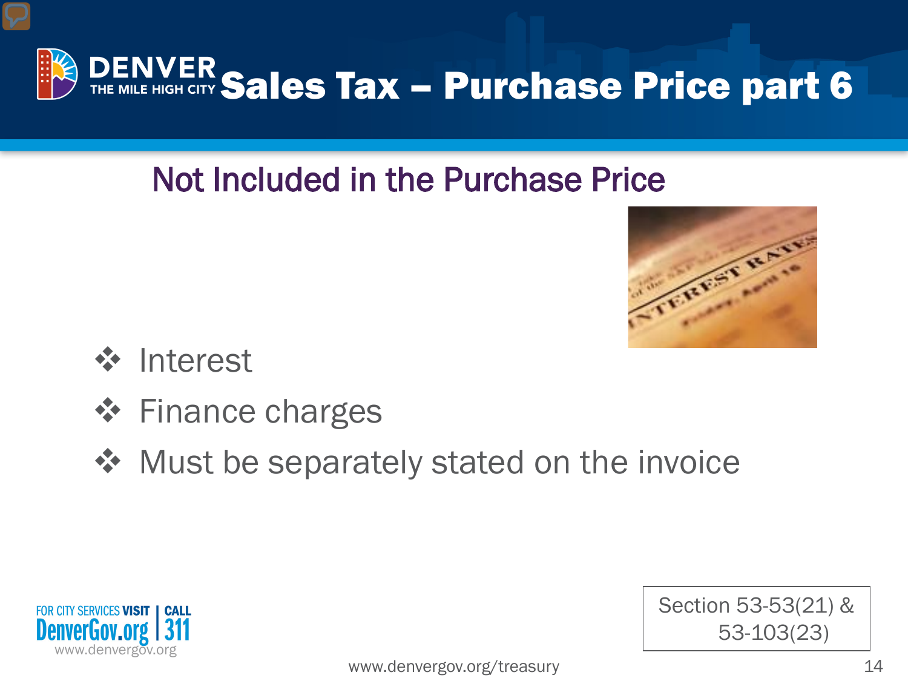# Sales Tax – Purchase Price part 6

## Not Included in the Purchase Price

- Interest
- Finance charges
- Must be separately stated on the invoice

Section 53-53(21) & 53-103(23)

FOR CITY SERVICES VISIT DenverGov.org | CALL 311

www.denvergov.org

www.denvergov.org/treasury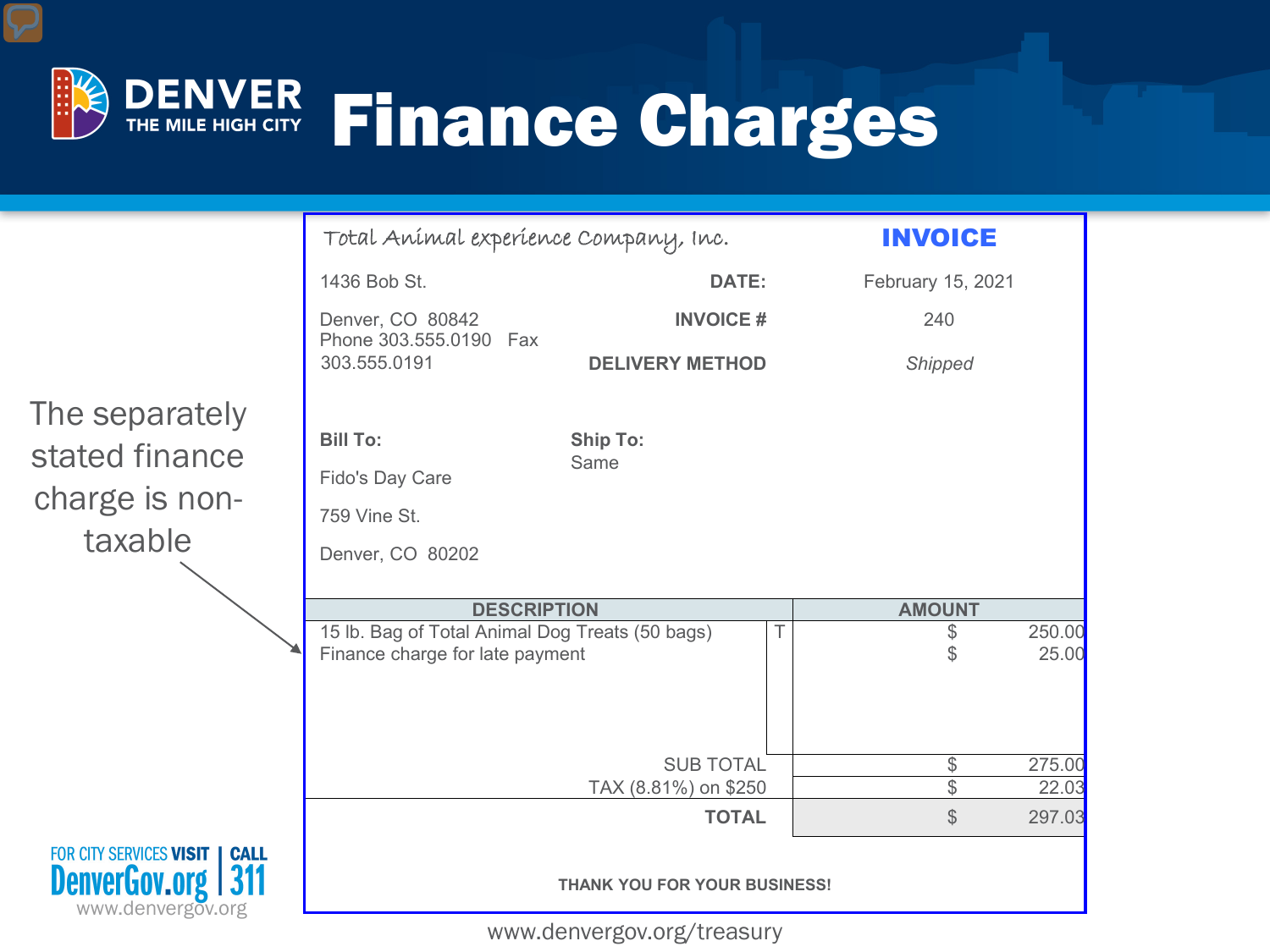# Finance Charges

The separately stated finance charge is non-taxable

**Total Animal experience Company, Inc.**

**INVOICE**

1436 Bob St.
Denver, CO 80842
Phone 303.555.0190 Fax 303.555.0191

**DATE:** February 15, 2021
**INVOICE #** 240
**DELIVERY METHOD** *Shipped*

**Bill To:**
Fido's Day Care
759 Vine St.
Denver, CO 80202

**Ship To:**
Same

| DESCRIPTION | | AMOUNT |
|---|---|---|
| 15 lb. Bag of Total Animal Dog Treats (50 bags) | T | $ 250.00 |
| Finance charge for late payment | | $ 25.00 |
| SUB TOTAL | | $ 275.00 |
| TAX (8.81%) on $250 | | $ 22.03 |
| **TOTAL** | | $ 297.03 |

**THANK YOU FOR YOUR BUSINESS!**

FOR CITY SERVICES VISIT DenverGov.org | CALL 311
www.denvergov.org

www.denvergov.org/treasury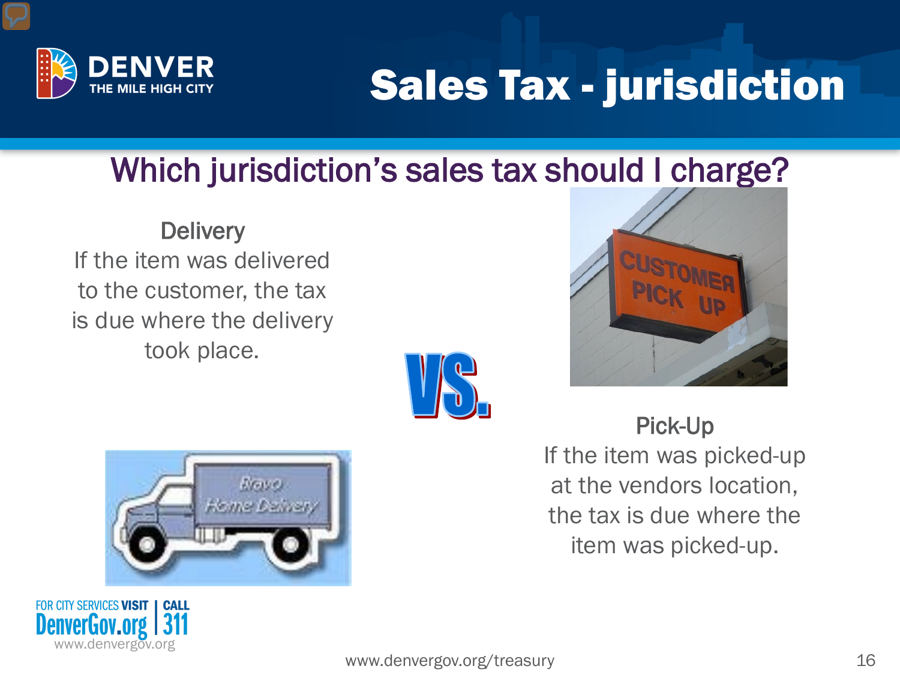# Sales Tax - jurisdiction

## Which jurisdiction's sales tax should I charge?

**Delivery**

If the item was delivered to the customer, the tax is due where the delivery took place.

VS.

**Pick-Up**

If the item was picked-up at the vendors location, the tax is due where the item was picked-up.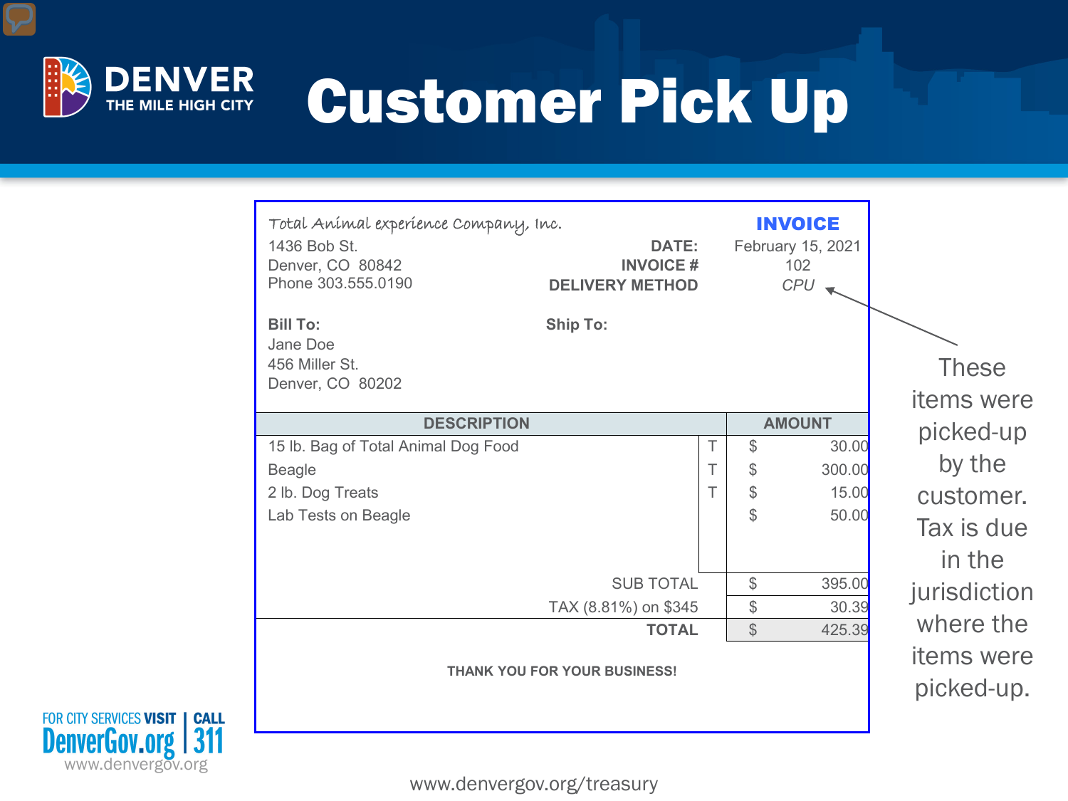# Customer Pick Up

Total Animal experience Company, Inc.
1436 Bob St.
Denver, CO 80842
Phone 303.555.0190

**INVOICE**

**DATE:** February 15, 2021
**INVOICE #** 102
**DELIVERY METHOD** *CPU*

**Bill To:**
Jane Doe
456 Miller St.
Denver, CO 80202

**Ship To:**

| DESCRIPTION | | AMOUNT |
|---|---|---|
| 15 lb. Bag of Total Animal Dog Food | T | $ 30.00 |
| Beagle | T | $ 300.00 |
| 2 lb. Dog Treats | T | $ 15.00 |
| Lab Tests on Beagle | | $ 50.00 |
| SUB TOTAL | | $ 395.00 |
| TAX (8.81%) on $345 | | $ 30.39 |
| **TOTAL** | | $ 425.39 |

**THANK YOU FOR YOUR BUSINESS!**

These items were picked-up by the customer. Tax is due in the jurisdiction where the items were picked-up.

FOR CITY SERVICES VISIT DenverGov.org | CALL 311
www.denvergov.org

www.denvergov.org/treasury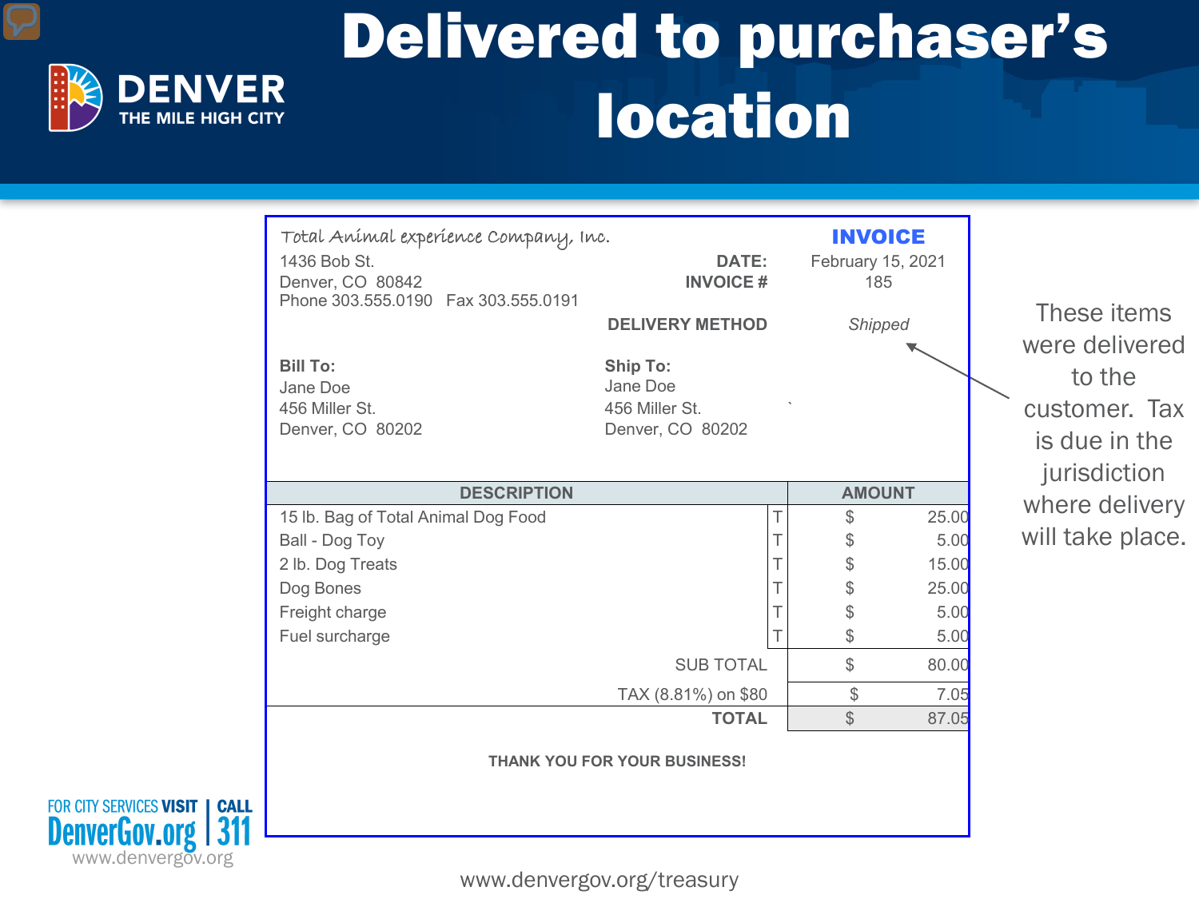# Delivered to purchaser's location

Total Animal experience Company, Inc.
1436 Bob St.
Denver, CO 80842
Phone 303.555.0190 Fax 303.555.0191

**INVOICE**

**DATE:** February 15, 2021
**INVOICE #** 185

**DELIVERY METHOD** *Shipped*

**Bill To:**
Jane Doe
456 Miller St.
Denver, CO 80202

**Ship To:**
Jane Doe
456 Miller St.
Denver, CO 80202

| DESCRIPTION | | AMOUNT |
|---|---|---|
| 15 lb. Bag of Total Animal Dog Food | T | $ 25.00 |
| Ball - Dog Toy | T | $ 5.00 |
| 2 lb. Dog Treats | T | $ 15.00 |
| Dog Bones | T | $ 25.00 |
| Freight charge | T | $ 5.00 |
| Fuel surcharge | T | $ 5.00 |
| SUB TOTAL | | $ 80.00 |
| TAX (8.81%) on $80 | | $ 7.05 |
| **TOTAL** | | $ 87.05 |

**THANK YOU FOR YOUR BUSINESS!**

These items were delivered to the customer. Tax is due in the jurisdiction where delivery will take place.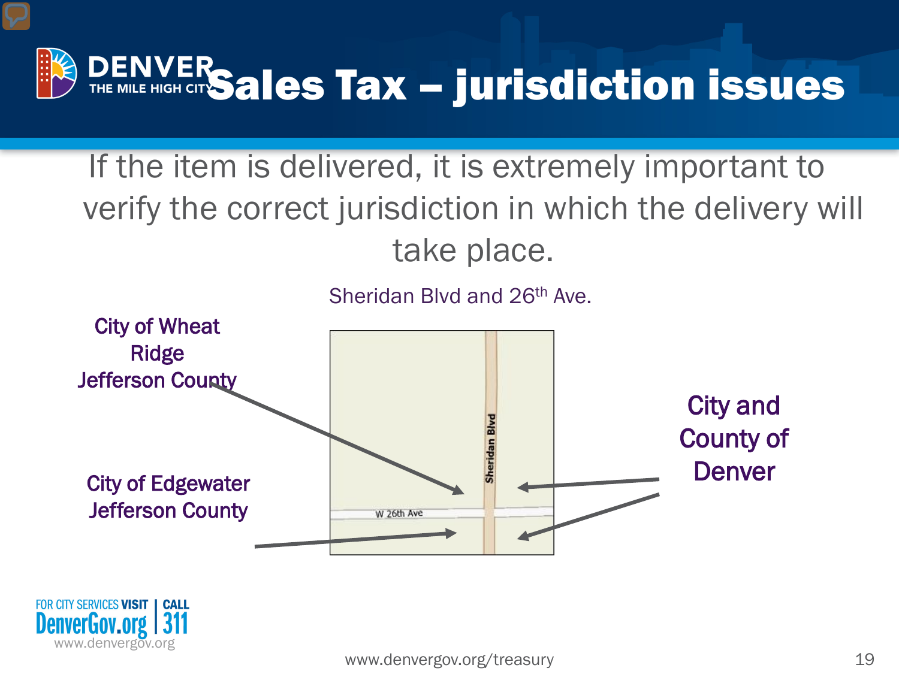# Sales Tax – jurisdiction issues

If the item is delivered, it is extremely important to verify the correct jurisdiction in which the delivery will take place.

Sheridan Blvd and 26th Ave.

City of Wheat Ridge
Jefferson County

City of Edgewater
Jefferson County

City and County of Denver

Sheridan Blvd

W 26th Ave

www.denvergov.org/treasury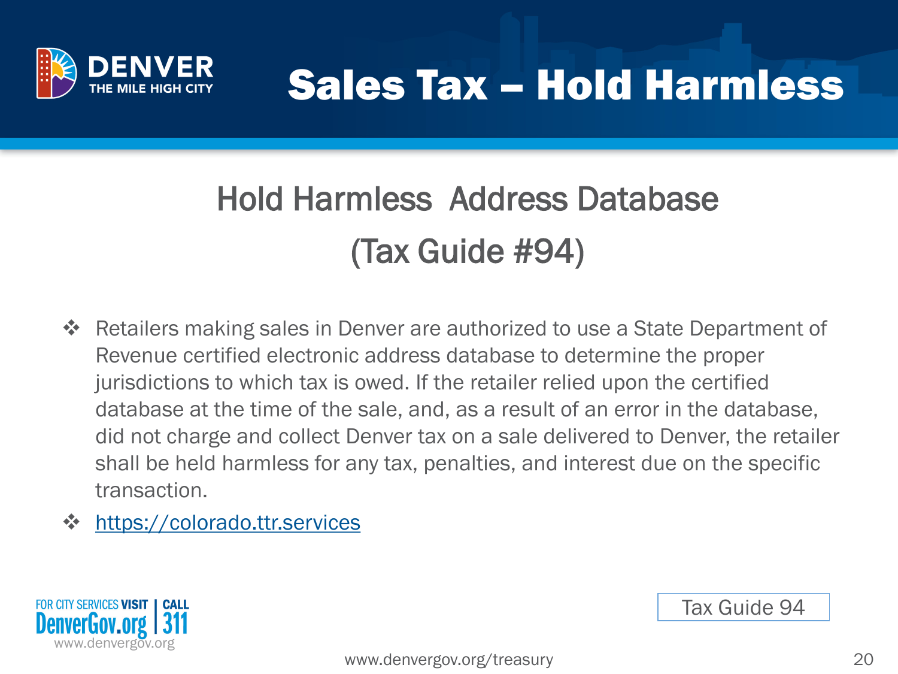# Sales Tax – Hold Harmless

## Hold Harmless Address Database

## (Tax Guide #94)

- Retailers making sales in Denver are authorized to use a State Department of Revenue certified electronic address database to determine the proper jurisdictions to which tax is owed. If the retailer relied upon the certified database at the time of the sale, and, as a result of an error in the database, did not charge and collect Denver tax on a sale delivered to Denver, the retailer shall be held harmless for any tax, penalties, and interest due on the specific transaction.
- https://colorado.ttr.services

Tax Guide 94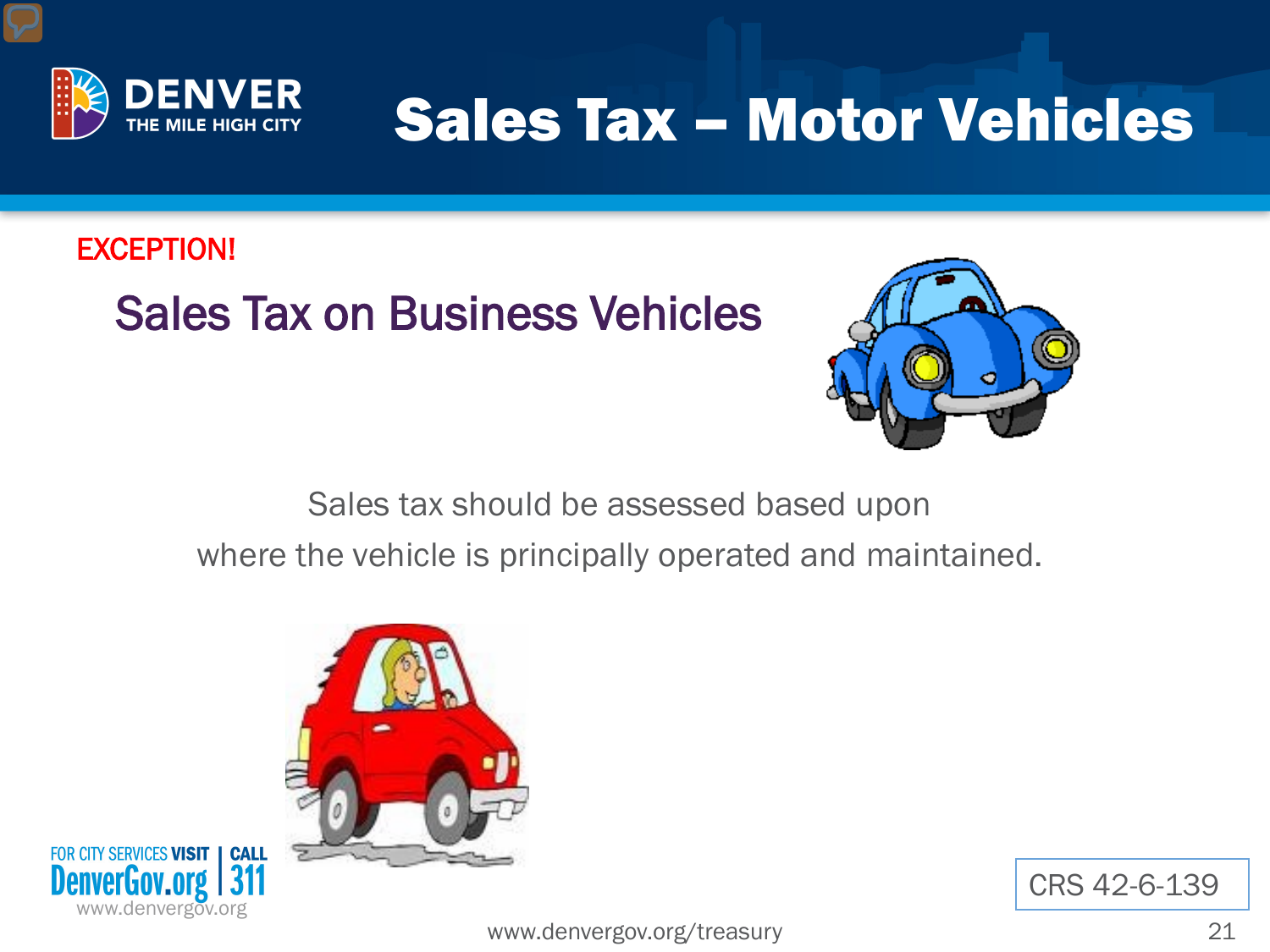# Sales Tax – Motor Vehicles

EXCEPTION!

## Sales Tax on Business Vehicles

Sales tax should be assessed based upon where the vehicle is principally operated and maintained.

CRS 42-6-139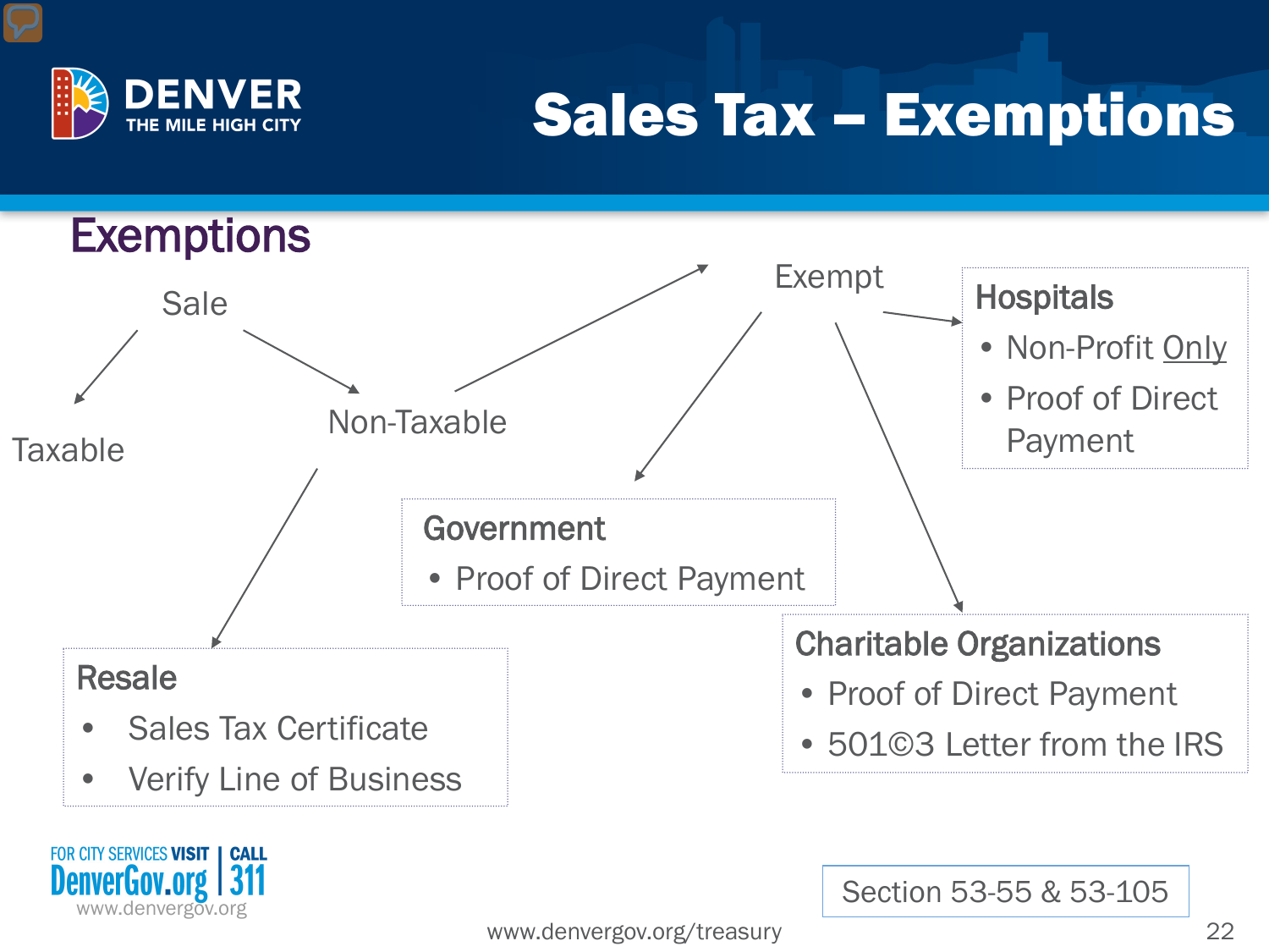# Sales Tax – Exemptions

## Exemptions

Sale

- Taxable
- Non-Taxable
  - Resale
  - Exempt
    - Hospitals
    - Government
    - Charitable Organizations

### Resale

- Sales Tax Certificate
- Verify Line of Business

### Government

- Proof of Direct Payment

### Hospitals

- Non-Profit Only
- Proof of Direct Payment

### Charitable Organizations

- Proof of Direct Payment
- 501©3 Letter from the IRS

Section 53-55 & 53-105

FOR CITY SERVICES VISIT DenverGov.org | CALL 311

www.denvergov.org

www.denvergov.org/treasury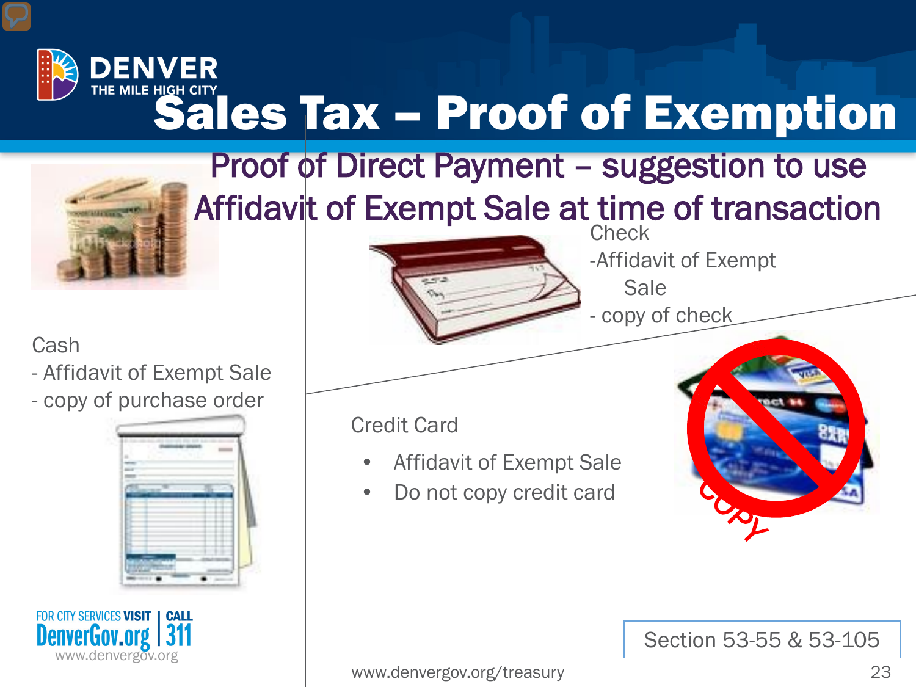# Sales Tax – Proof of Exemption

## Proof of Direct Payment – suggestion to use Affidavit of Exempt Sale at time of transaction

Cash
- Affidavit of Exempt Sale
- copy of purchase order

Check
- Affidavit of Exempt Sale
- copy of check

Credit Card
- Affidavit of Exempt Sale
- Do not copy credit card

Section 53-55 & 53-105

www.denvergov.org/treasury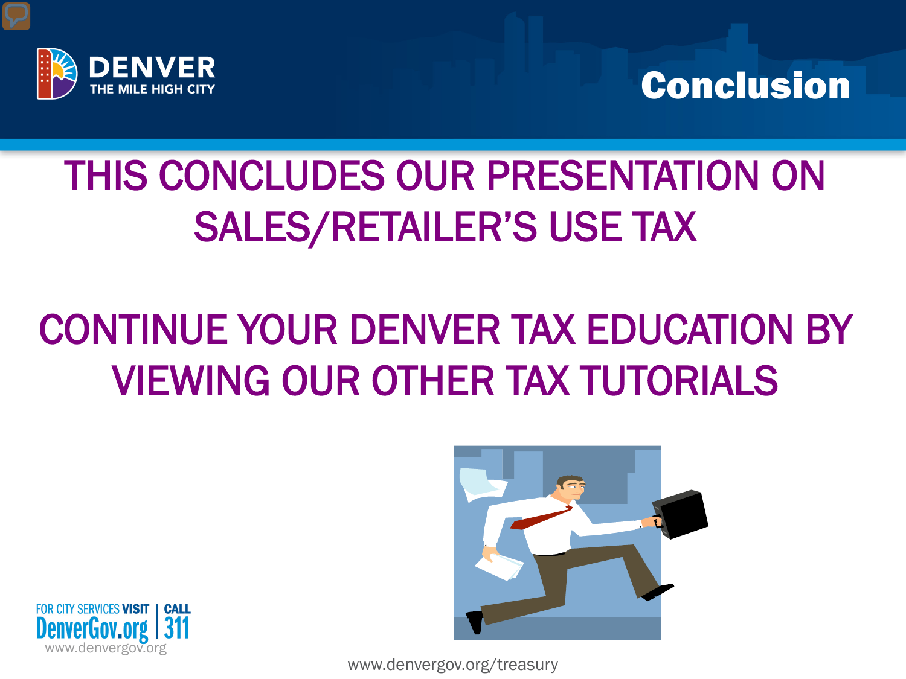# Conclusion

THIS CONCLUDES OUR PRESENTATION ON SALES/RETAILER'S USE TAX

CONTINUE YOUR DENVER TAX EDUCATION BY VIEWING OUR OTHER TAX TUTORIALS

FOR CITY SERVICES VISIT DenverGov.org | CALL 311

www.denvergov.org

www.denvergov.org/treasury